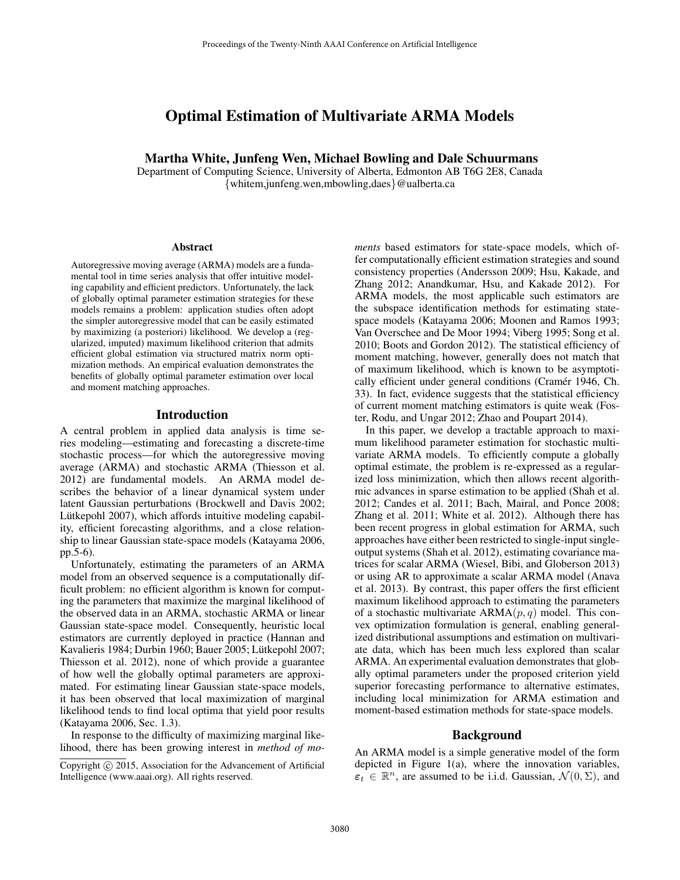# Optimal Estimation of Multivariate ARMA Models

**Martha White, Junfeng Wen, Michael Bowling and Dale Schuurmans**

Department of Computing Science, University of Alberta, Edmonton AB T6G 2E8, Canada
{whitem,junfeng.wen,mbowling,daes}@ualberta.ca

### Abstract

Autoregressive moving average (ARMA) models are a fundamental tool in time series analysis that offer intuitive modeling capability and efficient predictors. Unfortunately, the lack of globally optimal parameter estimation strategies for these models remains a problem: application studies often adopt the simpler autoregressive model that can be easily estimated by maximizing (a posteriori) likelihood. We develop a (regularized, imputed) maximum likelihood criterion that admits efficient global estimation via structured matrix norm optimization methods. An empirical evaluation demonstrates the benefits of globally optimal parameter estimation over local and moment matching approaches.

## Introduction

A central problem in applied data analysis is time series modeling—estimating and forecasting a discrete-time stochastic process—for which the autoregressive moving average (ARMA) and stochastic ARMA (Thiesson et al. 2012) are fundamental models. An ARMA model describes the behavior of a linear dynamical system under latent Gaussian perturbations (Brockwell and Davis 2002; Lütkepohl 2007), which affords intuitive modeling capability, efficient forecasting algorithms, and a close relationship to linear Gaussian state-space models (Katayama 2006, pp.5-6).

Unfortunately, estimating the parameters of an ARMA model from an observed sequence is a computationally difficult problem: no efficient algorithm is known for computing the parameters that maximize the marginal likelihood of the observed data in an ARMA, stochastic ARMA or linear Gaussian state-space model. Consequently, heuristic local estimators are currently deployed in practice (Hannan and Kavalieris 1984; Durbin 1960; Bauer 2005; Lütkepohl 2007; Thiesson et al. 2012), none of which provide a guarantee of how well the globally optimal parameters are approximated. For estimating linear Gaussian state-space models, it has been observed that local maximization of marginal likelihood tends to find local optima that yield poor results (Katayama 2006, Sec. 1.3).

In response to the difficulty of maximizing marginal likelihood, there has been growing interest in *method of moments* based estimators for state-space models, which offer computationally efficient estimation strategies and sound consistency properties (Andersson 2009; Hsu, Kakade, and Zhang 2012; Anandkumar, Hsu, and Kakade 2012). For ARMA models, the most applicable such estimators are the subspace identification methods for estimating state-space models (Katayama 2006; Moonen and Ramos 1993; Van Overschee and De Moor 1994; Viberg 1995; Song et al. 2010; Boots and Gordon 2012). The statistical efficiency of moment matching, however, generally does not match that of maximum likelihood, which is known to be asymptotically efficient under general conditions (Cramér 1946, Ch. 33). In fact, evidence suggests that the statistical efficiency of current moment matching estimators is quite weak (Foster, Rodu, and Ungar 2012; Zhao and Poupart 2014).

In this paper, we develop a tractable approach to maximum likelihood parameter estimation for stochastic multivariate ARMA models. To efficiently compute a globally optimal estimate, the problem is re-expressed as a regularized loss minimization, which then allows recent algorithmic advances in sparse estimation to be applied (Shah et al. 2012; Candes et al. 2011; Bach, Mairal, and Ponce 2008; Zhang et al. 2011; White et al. 2012). Although there has been recent progress in global estimation for ARMA, such approaches have either been restricted to single-input single-output systems (Shah et al. 2012), estimating covariance matrices for scalar ARMA (Wiesel, Bibi, and Globerson 2013) or using AR to approximate a scalar ARMA model (Anava et al. 2013). By contrast, this paper offers the first efficient maximum likelihood approach to estimating the parameters of a stochastic multivariate ARMA$(p, q)$ model. This convex optimization formulation is general, enabling generalized distributional assumptions and estimation on multivariate data, which has been much less explored than scalar ARMA. An experimental evaluation demonstrates that globally optimal parameters under the proposed criterion yield superior forecasting performance to alternative estimates, including local minimization for ARMA estimation and moment-based estimation methods for state-space models.

## Background

An ARMA model is a simple generative model of the form depicted in Figure 1(a), where the innovation variables, $\boldsymbol{\varepsilon}_t \in \mathbb{R}^n$, are assumed to be i.i.d. Gaussian, $\mathcal{N}(0, \Sigma)$, and

Copyright © 2015, Association for the Advancement of Artificial Intelligence (www.aaai.org). All rights reserved.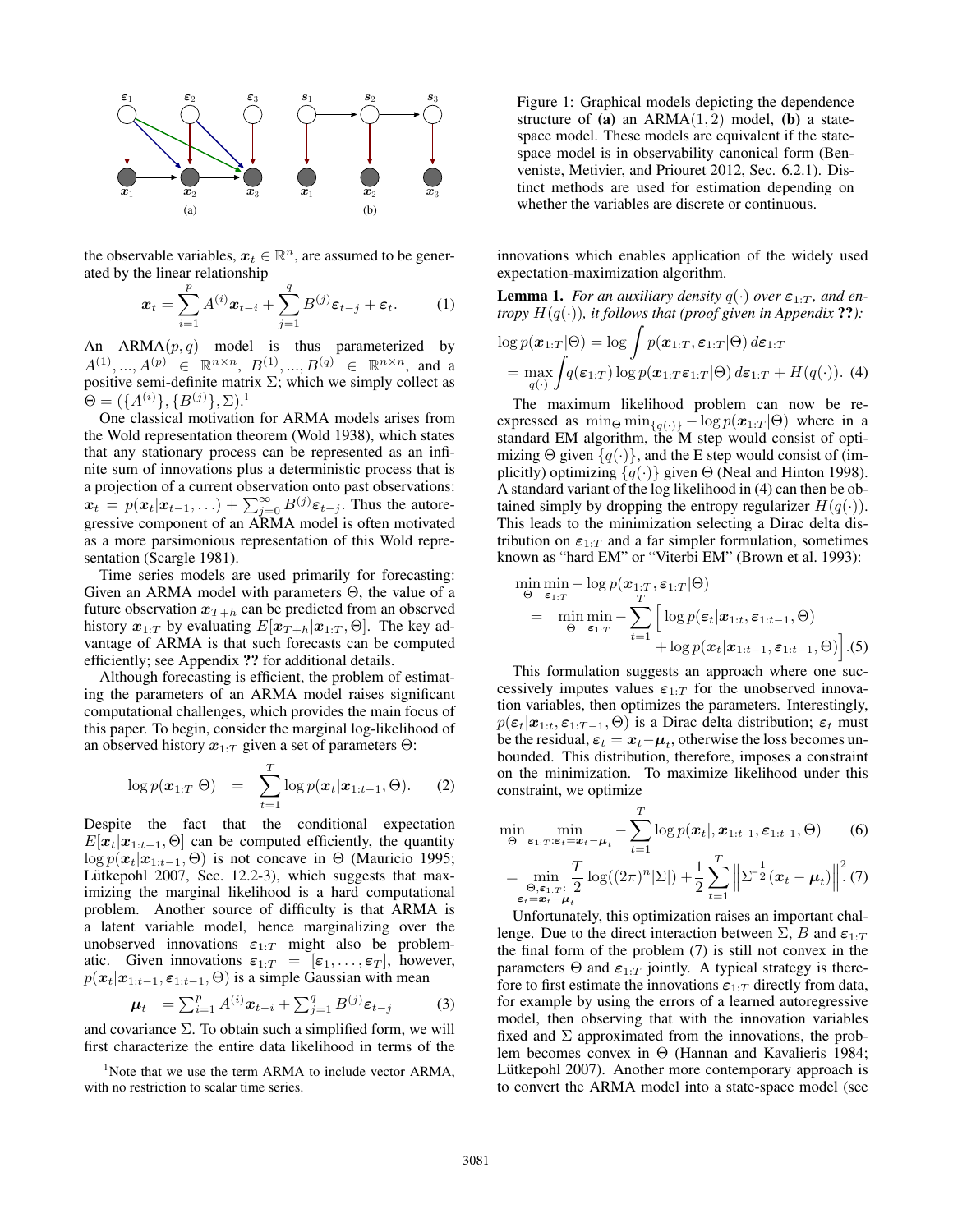Figure 1: Graphical models depicting the dependence structure of **(a)** an ARMA$(1, 2)$ model, **(b)** a state-space model. These models are equivalent if the state-space model is in observability canonical form (Benveniste, Metivier, and Priouret 2012, Sec. 6.2.1). Distinct methods are used for estimation depending on whether the variables are discrete or continuous.

the observable variables, $\boldsymbol{x}_t \in \mathbb{R}^n$, are assumed to be generated by the linear relationship

$$\boldsymbol{x}_t = \sum_{i=1}^{p} A^{(i)} \boldsymbol{x}_{t-i} + \sum_{j=1}^{q} B^{(j)} \boldsymbol{\varepsilon}_{t-j} + \boldsymbol{\varepsilon}_t. \tag{1}$$

An ARMA$(p, q)$ model is thus parameterized by $A^{(1)}, ..., A^{(p)} \in \mathbb{R}^{n \times n}$, $B^{(1)}, ..., B^{(q)} \in \mathbb{R}^{n \times n}$, and a positive semi-definite matrix $\Sigma$; which we simply collect as $\Theta = (\{A^{(i)}\}, \{B^{(j)}\}, \Sigma)$.[1]

One classical motivation for ARMA models arises from the Wold representation theorem (Wold 1938), which states that any stationary process can be represented as an infinite sum of innovations plus a deterministic process that is a projection of a current observation onto past observations: $\boldsymbol{x}_t = p(\boldsymbol{x}_t | \boldsymbol{x}_{t-1}, \ldots) + \sum_{j=0}^{\infty} B^{(j)} \boldsymbol{\varepsilon}_{t-j}$. Thus the autoregressive component of an ARMA model is often motivated as a more parsimonious representation of this Wold representation (Scargle 1981).

Time series models are used primarily for forecasting: Given an ARMA model with parameters $\Theta$, the value of a future observation $\boldsymbol{x}_{T+h}$ can be predicted from an observed history $\boldsymbol{x}_{1:T}$ by evaluating $E[\boldsymbol{x}_{T+h} | \boldsymbol{x}_{1:T}, \Theta]$. The key advantage of ARMA is that such forecasts can be computed efficiently; see Appendix **??** for additional details.

Although forecasting is efficient, the problem of estimating the parameters of an ARMA model raises significant computational challenges, which provides the main focus of this paper. To begin, consider the marginal log-likelihood of an observed history $\boldsymbol{x}_{1:T}$ given a set of parameters $\Theta$:

$$\log p(\boldsymbol{x}_{1:T} | \Theta) \quad = \quad \sum_{t=1}^{T} \log p(\boldsymbol{x}_t | \boldsymbol{x}_{1:t-1}, \Theta). \tag{2}$$

Despite the fact that the conditional expectation $E[\boldsymbol{x}_t | \boldsymbol{x}_{1:t-1}, \Theta]$ can be computed efficiently, the quantity $\log p(\boldsymbol{x}_t | \boldsymbol{x}_{1:t-1}, \Theta)$ is not concave in $\Theta$ (Mauricio 1995; Lütkepohl 2007, Sec. 12.2-3), which suggests that maximizing the marginal likelihood is a hard computational problem. Another source of difficulty is that ARMA is a latent variable model, hence marginalizing over the unobserved innovations $\boldsymbol{\varepsilon}_{1:T}$ might also be problematic. Given innovations $\boldsymbol{\varepsilon}_{1:T} = [\boldsymbol{\varepsilon}_1, \ldots, \boldsymbol{\varepsilon}_T]$, however, $p(\boldsymbol{x}_t | \boldsymbol{x}_{1:t-1}, \boldsymbol{\varepsilon}_{1:t-1}, \Theta)$ is a simple Gaussian with mean

$$\boldsymbol{\mu}_t \;\; = \sum_{i=1}^{p} A^{(i)} \boldsymbol{x}_{t-i} + \sum_{j=1}^{q} B^{(j)} \boldsymbol{\varepsilon}_{t-j} \tag{3}$$

and covariance $\Sigma$. To obtain such a simplified form, we will first characterize the entire data likelihood in terms of the innovations which enables application of the widely used expectation-maximization algorithm.

**Lemma 1.** *For an auxiliary density $q(\cdot)$ over $\boldsymbol{\varepsilon}_{1:T}$, and entropy $H(q(\cdot))$, it follows that (proof given in Appendix **??**):*

$$\begin{aligned}
&\log p(\boldsymbol{x}_{1:T} | \Theta) = \log \int p(\boldsymbol{x}_{1:T}, \boldsymbol{\varepsilon}_{1:T} | \Theta) \, d\boldsymbol{\varepsilon}_{1:T} \\
&= \max_{q(\cdot)} \int q(\boldsymbol{\varepsilon}_{1:T}) \log p(\boldsymbol{x}_{1:T} \boldsymbol{\varepsilon}_{1:T} | \Theta) \, d\boldsymbol{\varepsilon}_{1:T} + H(q(\cdot)). \quad (4)
\end{aligned}$$

The maximum likelihood problem can now be re-expressed as $\min_\Theta \min_{\{q(\cdot)\}} -\log p(\boldsymbol{x}_{1:T} | \Theta)$ where in a standard EM algorithm, the M step would consist of optimizing $\Theta$ given $\{q(\cdot)\}$, and the E step would consist of (implicitly) optimizing $\{q(\cdot)\}$ given $\Theta$ (Neal and Hinton 1998). A standard variant of the log likelihood in (4) can then be obtained simply by dropping the entropy regularizer $H(q(\cdot))$. This leads to the minimization selecting a Dirac delta distribution on $\boldsymbol{\varepsilon}_{1:T}$ and a far simpler formulation, sometimes known as "hard EM" or "Viterbi EM" (Brown et al. 1993):

$$\begin{aligned}
&\min_{\Theta} \min_{\boldsymbol{\varepsilon}_{1:T}} -\log p(\boldsymbol{x}_{1:T}, \boldsymbol{\varepsilon}_{1:T} | \Theta) \\
&\quad = \quad \min_{\Theta} \min_{\boldsymbol{\varepsilon}_{1:T}} - \sum_{t=1}^{T} \Big[ \log p(\boldsymbol{\varepsilon}_t | \boldsymbol{x}_{1:t}, \boldsymbol{\varepsilon}_{1:t-1}, \Theta) \\
&\qquad\qquad\qquad + \log p(\boldsymbol{x}_t | \boldsymbol{x}_{1:t-1}, \boldsymbol{\varepsilon}_{1:t-1}, \Theta) \Big]. \quad (5)
\end{aligned}$$

This formulation suggests an approach where one successively imputes values $\boldsymbol{\varepsilon}_{1:T}$ for the unobserved innovation variables, then optimizes the parameters. Interestingly, $p(\boldsymbol{\varepsilon}_t | \boldsymbol{x}_{1:t}, \boldsymbol{\varepsilon}_{1:T-1}, \Theta)$ is a Dirac delta distribution; $\boldsymbol{\varepsilon}_t$ must be the residual, $\boldsymbol{\varepsilon}_t = \boldsymbol{x}_t - \boldsymbol{\mu}_t$, otherwise the loss becomes unbounded. This distribution, therefore, imposes a constraint on the minimization. To maximize likelihood under this constraint, we optimize

$$\min_{\Theta} \min_{\boldsymbol{\varepsilon}_{1:T}: \boldsymbol{\varepsilon}_t = \boldsymbol{x}_t - \boldsymbol{\mu}_t} - \sum_{t=1}^{T} \log p(\boldsymbol{x}_t |, \boldsymbol{x}_{1:t-1}, \boldsymbol{\varepsilon}_{1:t-1}, \Theta) \tag{6}$$

$$= \min_{\substack{\Theta, \boldsymbol{\varepsilon}_{1:T}: \\ \boldsymbol{\varepsilon}_t = \boldsymbol{x}_t - \boldsymbol{\mu}_t}} \frac{T}{2} \log((2\pi)^n |\Sigma|) + \frac{1}{2} \sum_{t=1}^{T} \left\| \Sigma^{-\frac{1}{2}} (\boldsymbol{x}_t - \boldsymbol{\mu}_t) \right\|^2. \tag{7}$$

Unfortunately, this optimization raises an important challenge. Due to the direct interaction between $\Sigma$, $B$ and $\boldsymbol{\varepsilon}_{1:T}$ the final form of the problem (7) is still not convex in the parameters $\Theta$ and $\boldsymbol{\varepsilon}_{1:T}$ jointly. A typical strategy is therefore to first estimate the innovations $\boldsymbol{\varepsilon}_{1:T}$ directly from data, for example by using the errors of a learned autoregressive model, then observing that with the innovation variables fixed and $\Sigma$ approximated from the innovations, the problem becomes convex in $\Theta$ (Hannan and Kavalieris 1984; Lütkepohl 2007). Another more contemporary approach is to convert the ARMA model into a state-space model (see

[1] Note that we use the term ARMA to include vector ARMA, with no restriction to scalar time series.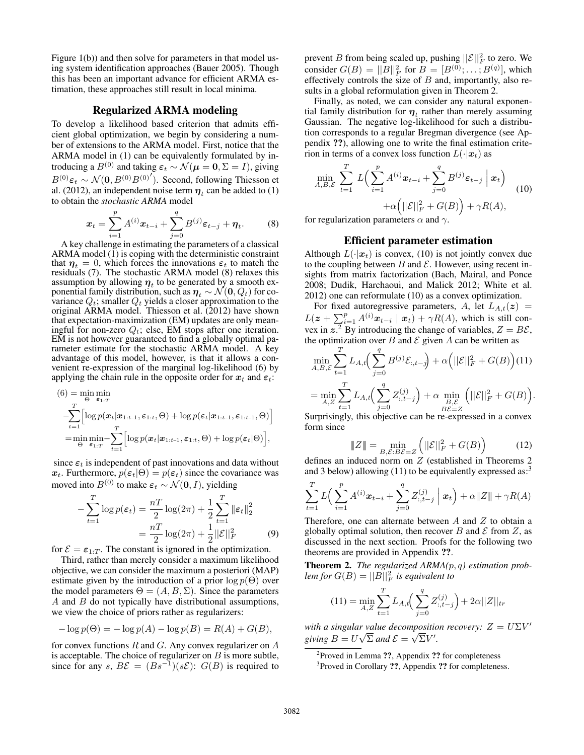Figure 1(b)) and then solve for parameters in that model using system identification approaches (Bauer 2005). Though this has been an important advance for efficient ARMA estimation, these approaches still result in local minima.

## Regularized ARMA modeling

To develop a likelihood based criterion that admits efficient global optimization, we begin by considering a number of extensions to the ARMA model. First, notice that the ARMA model in (1) can be equivalently formulated by introducing a $B^{(0)}$ and taking $\boldsymbol{\varepsilon}_t \sim \mathcal{N}(\boldsymbol{\mu} = \mathbf{0}, \Sigma = I)$, giving $B^{(0)}\boldsymbol{\varepsilon}_t \sim \mathcal{N}(\mathbf{0}, B^{(0)}B^{(0)'})$. Second, following Thiesson et al. (2012), an independent noise term $\boldsymbol{\eta}_t$ can be added to (1) to obtain the *stochastic ARMA* model

$$\boldsymbol{x}_t = \sum_{i=1}^{p} A^{(i)}\boldsymbol{x}_{t-i} + \sum_{j=0}^{q} B^{(j)}\boldsymbol{\varepsilon}_{t-j} + \boldsymbol{\eta}_t. \tag{8}$$

A key challenge in estimating the parameters of a classical ARMA model (1) is coping with the deterministic constraint that $\boldsymbol{\eta}_t = 0$, which forces the innovations $\boldsymbol{\varepsilon}_t$ to match the residuals (7). The stochastic ARMA model (8) relaxes this assumption by allowing $\boldsymbol{\eta}_t$ to be generated by a smooth exponential family distribution, such as $\boldsymbol{\eta}_t \sim \mathcal{N}(\mathbf{0}, Q_t)$ for covariance $Q_t$; smaller $Q_t$ yields a closer approximation to the original ARMA model. Thiesson et al. (2012) have shown that expectation-maximization (EM) updates are only meaningful for non-zero $Q_t$; else, EM stops after one iteration. EM is not however guaranteed to find a globally optimal parameter estimate for the stochastic ARMA model. A key advantage of this model, however, is that it allows a convenient re-expression of the marginal log-likelihood (6) by applying the chain rule in the opposite order for $\boldsymbol{x}_t$ and $\boldsymbol{\varepsilon}_t$:

$$\begin{aligned}
(6) &= \min_{\Theta} \min_{\boldsymbol{\varepsilon}_{1:T}} \\
&- \sum_{t=1}^{T} \Big[ \log p(\boldsymbol{x}_t | \boldsymbol{x}_{1:t-1}, \boldsymbol{\varepsilon}_{1:t}, \Theta) + \log p(\boldsymbol{\varepsilon}_t | \boldsymbol{x}_{1:t-1}, \boldsymbol{\varepsilon}_{1:t-1}, \Theta) \Big] \\
&= \min_{\Theta} \min_{\boldsymbol{\varepsilon}_{1:T}} - \sum_{t=1}^{T} \Big[ \log p(\boldsymbol{x}_t | \boldsymbol{x}_{1:t-1}, \boldsymbol{\varepsilon}_{1:t}, \Theta) + \log p(\boldsymbol{\varepsilon}_t | \Theta) \Big],
\end{aligned}$$

since $\boldsymbol{\varepsilon}_t$ is independent of past innovations and data without $\boldsymbol{x}_t$. Furthermore, $p(\boldsymbol{\varepsilon}_t|\Theta) = p(\boldsymbol{\varepsilon}_t)$ since the covariance was moved into $B^{(0)}$ to make $\boldsymbol{\varepsilon}_t \sim \mathcal{N}(\mathbf{0}, I)$, yielding

$$\begin{aligned}
-\sum_{t=1}^{T} \log p(\boldsymbol{\varepsilon}_t) &= \frac{nT}{2}\log(2\pi) + \frac{1}{2}\sum_{t=1}^{T} \|\boldsymbol{\varepsilon}_t\|_2^2 \\
&= \frac{nT}{2}\log(2\pi) + \frac{1}{2}||\mathcal{E}||_F^2
\end{aligned} \tag{9}$$

for $\mathcal{E} = \boldsymbol{\varepsilon}_{1:T}$. The constant is ignored in the optimization.

Third, rather than merely consider a maximum likelihood objective, we can consider the maximum a posteriori (MAP) estimate given by the introduction of a prior $\log p(\Theta)$ over the model parameters $\Theta = (A, B, \Sigma)$. Since the parameters $A$ and $B$ do not typically have distributional assumptions, we view the choice of priors rather as regularizers:

$$-\log p(\Theta) = -\log p(A) - \log p(B) = R(A) + G(B),$$

for convex functions $R$ and $G$. Any convex regularizer on $A$ is acceptable. The choice of regularizer on $B$ is more subtle, since for any $s$, $B\mathcal{E} = (Bs^{-1})(s\mathcal{E})$: $G(B)$ is required to prevent $B$ from being scaled up, pushing $||\mathcal{E}||_F^2$ to zero. We consider $G(B) = ||B||_F^2$ for $B = [B^{(0)}; \ldots; B^{(q)}]$, which effectively controls the size of $B$ and, importantly, also results in a global reformulation given in Theorem 2.

Finally, as noted, we can consider any natural exponential family distribution for $\boldsymbol{\eta}_t$ rather than merely assuming Gaussian. The negative log-likelihood for such a distribution corresponds to a regular Bregman divergence (see Appendix ??), allowing one to write the final estimation criterion in terms of a convex loss function $L(\cdot|\boldsymbol{x}_t)$ as

$$\begin{aligned}
\min_{A,B,\mathcal{E}} \sum_{t=1}^{T} L\Big( \sum_{i=1}^{p} A^{(i)}\boldsymbol{x}_{t-i} + \sum_{j=0}^{q} B^{(j)}\boldsymbol{\varepsilon}_{t-j} \;\Big|\; \boldsymbol{x}_t \Big) \\
+ \alpha\Big( ||\mathcal{E}||_F^2 + G(B) \Big) + \gamma R(A),
\end{aligned} \tag{10}$$

for regularization parameters $\alpha$ and $\gamma$.

## Efficient parameter estimation

Although $L(\cdot|\boldsymbol{x}_t)$ is convex, (10) is not jointly convex due to the coupling between $B$ and $\mathcal{E}$. However, using recent insights from matrix factorization (Bach, Mairal, and Ponce 2008; Dudik, Harchaoui, and Malick 2012; White et al. 2012) one can reformulate (10) as a convex optimization.

For fixed autoregressive parameters, $A$, let $L_{A,t}(\boldsymbol{z}) = L(\boldsymbol{z} + \sum_{i=1}^{p} A^{(i)}\boldsymbol{x}_{t-i} \mid \boldsymbol{x}_t) + \gamma R(A)$, which is still convex in $\boldsymbol{z}$.[2] By introducing the change of variables, $Z = B\mathcal{E}$, the optimization over $B$ and $\mathcal{E}$ given $A$ can be written as

$$\begin{aligned}
&\min_{A,B,\mathcal{E}} \sum_{t=1}^{T} L_{A,t}\Big( \sum_{j=0}^{q} B^{(j)}\mathcal{E}_{:,t-j} \Big) + \alpha\Big( ||\mathcal{E}||_F^2 + G(B) \Big) \quad (11) \\
&= \min_{A,Z} \sum_{t=1}^{T} L_{A,t}\Big( \sum_{j=0}^{q} Z_{:,t-j}^{(j)} \Big) + \alpha \min_{\substack{B,\mathcal{E} \\ B\mathcal{E}=Z}} \Big( ||\mathcal{E}||_F^2 + G(B) \Big).
\end{aligned}$$

Surprisingly, this objective can be re-expressed in a convex form since

$$|||Z||| = \min_{B,\mathcal{E}: B\mathcal{E}=Z} \Big( ||\mathcal{E}||_F^2 + G(B) \Big) \tag{12}$$

defines an induced norm on $Z$ (established in Theorems 2 and 3 below) allowing (11) to be equivalently expressed as:[3]

$$\sum_{t=1}^{T} L\Big( \sum_{i=1}^{p} A^{(i)}\boldsymbol{x}_{t-i} + \sum_{j=0}^{q} Z_{:,t-j}^{(j)} \;\Big|\; \boldsymbol{x}_t \Big) + \alpha|||Z||| + \gamma R(A)$$

Therefore, one can alternate between $A$ and $Z$ to obtain a globally optimal solution, then recover $B$ and $\mathcal{E}$ from $Z$, as discussed in the next section. Proofs for the following two theorems are provided in Appendix ??.

**Theorem 2.** *The regularized ARMA$(p, q)$ estimation problem for $G(B) = ||B||_F^2$ is equivalent to*

$$(11) = \min_{A,Z} \sum_{t=1}^{T} L_{A,t}\Big( \sum_{j=0}^{q} Z_{:,t-j}^{(j)} \Big) + 2\alpha||Z||_{tr}$$

*with a singular value decomposition recovery: $Z = U\Sigma V'$ giving $B = U\sqrt{\Sigma}$ and $\mathcal{E} = \sqrt{\Sigma}V'$.*

---

[2] Proved in Lemma ??, Appendix ?? for completeness

[3] Proved in Corollary ??, Appendix ?? for completeness.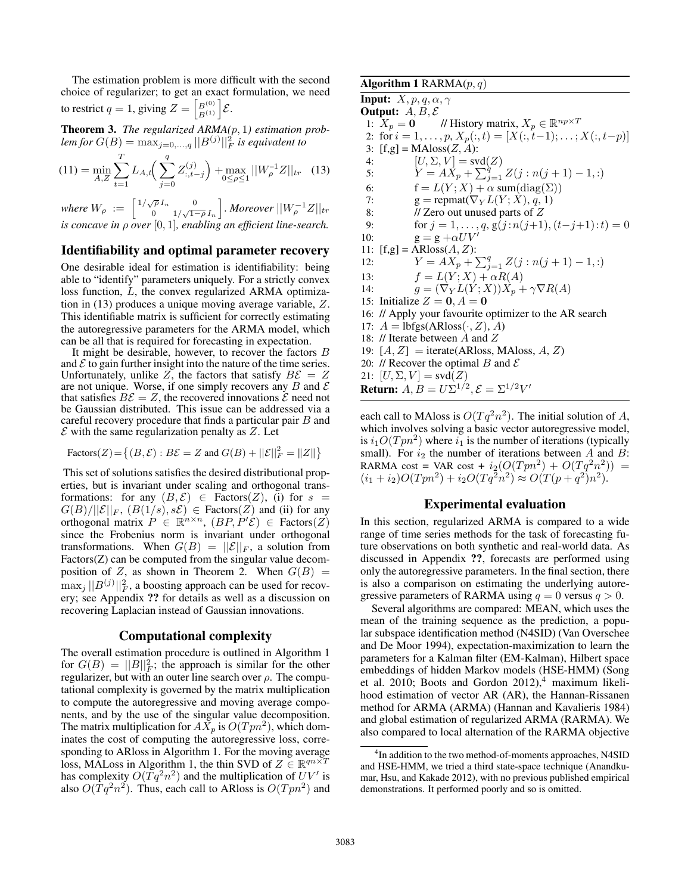The estimation problem is more difficult with the second choice of regularizer; to get an exact formulation, we need to restrict $q = 1$, giving $Z = \begin{bmatrix} B^{(0)} \\ B^{(1)} \end{bmatrix} \mathcal{E}$.

**Theorem 3.** *The regularized ARMA($p$, 1) estimation problem for $G(B) = \max_{j=0,\ldots,q} ||B^{(j)}||_F^2$ is equivalent to*

$$(11) = \min_{A,Z} \sum_{t=1}^{T} L_{A,t}\Big( \sum_{j=0}^{q} Z^{(j)}_{:,t-j} \Big) + \max_{0 \le \rho \le 1} ||W_\rho^{-1} Z||_{tr} \quad (13)$$

*where* $W_\rho := \begin{bmatrix} 1/\sqrt{\rho} I_n & 0 \\ 0 & 1/\sqrt{1-\rho} I_n \end{bmatrix}$*. Moreover* $||W_\rho^{-1} Z||_{tr}$ *is concave in* $\rho$ *over* $[0, 1]$*, enabling an efficient line-search.*

## Identifiability and optimal parameter recovery

One desirable ideal for estimation is identifiability: being able to "identify" parameters uniquely. For a strictly convex loss function, $L$, the convex regularized ARMA optimization in (13) produces a unique moving average variable, $Z$. This identifiable matrix is sufficient for correctly estimating the autoregressive parameters for the ARMA model, which can be all that is required for forecasting in expectation.

It might be desirable, however, to recover the factors $B$ and $\mathcal{E}$ to gain further insight into the nature of the time series. Unfortunately, unlike $Z$, the factors that satisfy $B\mathcal{E} = Z$ are not unique. Worse, if one simply recovers any $B$ and $\mathcal{E}$ that satisfies $B\mathcal{E} = Z$, the recovered innovations $\mathcal{E}$ need not be Gaussian distributed. This issue can be addressed via a careful recovery procedure that finds a particular pair $B$ and $\mathcal{E}$ with the same regularization penalty as $Z$. Let

$$\text{Factors}(Z) = \big\{ (B, \mathcal{E}) : B\mathcal{E} = Z \text{ and } G(B) + ||\mathcal{E}||_F^2 = |||Z||| \big\}$$

This set of solutions satisfies the desired distributional properties, but is invariant under scaling and orthogonal transformations: for any $(B, \mathcal{E}) \in \text{Factors}(Z)$, (i) for $s = G(B)/||\mathcal{E}||_F$, $(B(1/s), s\mathcal{E}) \in \text{Factors}(Z)$ and (ii) for any orthogonal matrix $P \in \mathbb{R}^{n \times n}$, $(BP, P'\mathcal{E}) \in \text{Factors}(Z)$ since the Frobenius norm is invariant under orthogonal transformations. When $G(B) = ||\mathcal{E}||_F$, a solution from Factors(Z) can be computed from the singular value decomposition of $Z$, as shown in Theorem 2. When $G(B) = \max_j ||B^{(j)}||_F^2$, a boosting approach can be used for recovery; see Appendix **??** for details as well as a discussion on recovering Laplacian instead of Gaussian innovations.

## Computational complexity

The overall estimation procedure is outlined in Algorithm 1 for $G(B) = ||B||_F^2$; the approach is similar for the other regularizer, but with an outer line search over $\rho$. The computational complexity is governed by the matrix multiplication to compute the autoregressive and moving average components, and by the use of the singular value decomposition. The matrix multiplication for $AX_p$ is $O(Tpn^2)$, which dominates the cost of computing the autoregressive loss, corresponding to ARloss in Algorithm 1. For the moving average loss, MALoss in Algorithm 1, the thin SVD of $Z \in \mathbb{R}^{qn \times T}$ has complexity $O(Tq^2n^2)$ and the multiplication of $UV'$ is also $O(Tq^2n^2)$. Thus, each call to ARloss is $O(Tpn^2)$ and each call to MAloss is $O(Tq^2n^2)$. The initial solution of $A$, which involves solving a basic vector autoregressive model, is $i_1 O(Tpn^2)$ where $i_1$ is the number of iterations (typically small). For $i_2$ the number of iterations between $A$ and $B$: RARMA cost = VAR cost + $i_2(O(Tpn^2) + O(Tq^2n^2))$ = $(i_1 + i_2)O(Tpn^2) + i_2 O(Tq^2n^2) \approx O(T(p + q^2)n^2)$.

**Algorithm 1** RARMA($p, q$)

**Input:** $X, p, q, \alpha, \gamma$
**Output:** $A, B, \mathcal{E}$

1: $X_p = \mathbf{0}$ // History matrix, $X_p \in \mathbb{R}^{np \times T}$
2: for $i = 1, \ldots, p$, $X_p(:, t) = [X(:, t-1); \ldots; X(:, t-p)]$
3: [f,g] = MAloss($Z$, $A$):
4: $[U, \Sigma, V] = \text{svd}(Z)$
5: $Y = AX_p + \sum_{j=1}^{q} Z(j : n(j+1) - 1, :)$
6: f = $L(Y; X) + \alpha$ sum(diag($\Sigma$))
7: g = repmat($\nabla_Y L(Y; X)$, $q$, 1)
8: // Zero out unused parts of $Z$
9: for $j = 1, \ldots, q$, g($j$ : $n(j+1)$, $(t-j+1)$ : $t$) = 0
10: g = g + $\alpha UV'$
11: [f,g] = ARloss($A$, $Z$):
12: $Y = AX_p + \sum_{j=1}^{q} Z(j : n(j+1) - 1, :)$
13: $f = L(Y; X) + \alpha R(A)$
14: $g = (\nabla_Y L(Y; X))X_p + \gamma \nabla R(A)$
15: Initialize $Z = \mathbf{0}$, $A = \mathbf{0}$
16: // Apply your favourite optimizer to the AR search
17: $A$ = lbfgs(ARloss($\cdot$, $Z$), $A$)
18: // Iterate between $A$ and $Z$
19: $[A, Z]$ = iterate(ARloss, MAloss, $A$, $Z$)
20: // Recover the optimal $B$ and $\mathcal{E}$
21: $[U, \Sigma, V] = \text{svd}(Z)$

**Return:** $A, B = U\Sigma^{1/2}, \mathcal{E} = \Sigma^{1/2}V'$

## Experimental evaluation

In this section, regularized ARMA is compared to a wide range of time series methods for the task of forecasting future observations on both synthetic and real-world data. As discussed in Appendix **??**, forecasts are performed using only the autoregressive parameters. In the final section, there is also a comparison on estimating the underlying autoregressive parameters of RARMA using $q = 0$ versus $q > 0$.

Several algorithms are compared: MEAN, which uses the mean of the training sequence as the prediction, a popular subspace identification method (N4SID) (Van Overschee and De Moor 1994), expectation-maximization to learn the parameters for a Kalman filter (EM-Kalman), Hilbert space embeddings of hidden Markov models (HSE-HMM) (Song et al. 2010; Boots and Gordon 2012),[4] maximum likelihood estimation of vector AR (AR), the Hannan-Rissanen method for ARMA (ARMA) (Hannan and Kavalieris 1984) and global estimation of regularized ARMA (RARMA). We also compared to local alternation of the RARMA objective

[4] In addition to the two method-of-moments approaches, N4SID and HSE-HMM, we tried a third state-space technique (Anandkumar, Hsu, and Kakade 2012), with no previous published empirical demonstrations. It performed poorly and so is omitted.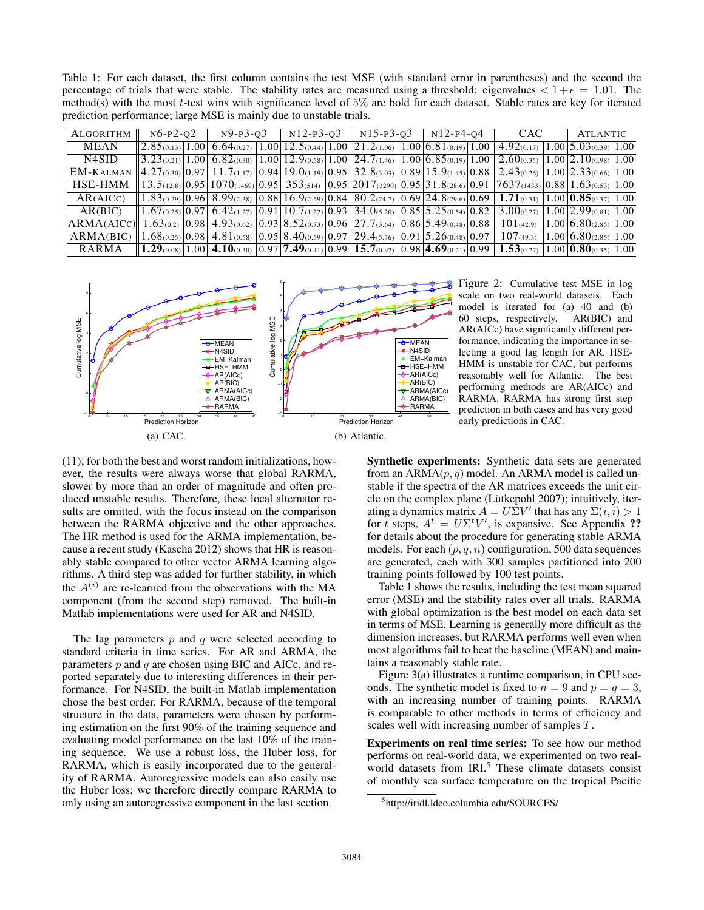Table 1: For each dataset, the first column contains the test MSE (with standard error in parentheses) and the second the percentage of trials that were stable. The stability rates are measured using a threshold: eigenvalues $< 1+\epsilon = 1.01$. The method(s) with the most $t$-test wins with significance level of 5% are bold for each dataset. Stable rates are key for iterated prediction performance; large MSE is mainly due to unstable trials.

| ALGORITHM | N6-P2-Q2 | | N9-P3-Q3 | | N12-P3-Q3 | | N15-P3-Q3 | | N12-P4-Q4 | | CAC | | ATLANTIC | |
|---|---|---|---|---|---|---|---|---|---|---|---|---|---|---|
| MEAN | 2.85(0.13) | 1.00 | 6.64(0.27) | 1.00 | 12.5(0.44) | 1.00 | 21.2(1.06) | 1.00 | 6.81(0.19) | 1.00 | 4.92(0.17) | 1.00 | 5.03(0.39) | 1.00 |
| N4SID | 3.23(0.21) | 1.00 | 6.82(0.30) | 1.00 | 12.9(0.58) | 1.00 | 24.7(1.46) | 1.00 | 6.85(0.19) | 1.00 | 2.60(0.35) | 1.00 | 2.10(0.98) | 1.00 |
| EM-KALMAN | 4.27(0.30) | 0.97 | 11.7(1.17) | 0.94 | 19.0(1.19) | 0.95 | 32.8(3.03) | 0.89 | 15.9(1.45) | 0.88 | 2.43(0.26) | 1.00 | 2.33(0.66) | 1.00 |
| HSE-HMM | 13.5(12.8) | 0.95 | 1070(1469) | 0.95 | 353(514) | 0.95 | 2017(3290) | 0.95 | 31.8(28.6) | 0.91 | 7637(1433) | 0.88 | 1.63(0.53) | 1.00 |
| AR(AICC) | 1.83(0.29) | 0.96 | 8.99(2.38) | 0.88 | 16.9(2.69) | 0.84 | 80.2(24.7) | 0.69 | 24.8(29.6) | 0.69 | **1.71**(0.31) | 1.00 | **0.85**(0.37) | 1.00 |
| AR(BIC) | 1.67(0.25) | 0.97 | 6.42(1.27) | 0.91 | 10.7(1.22) | 0.93 | 34.0(5.20) | 0.85 | 5.25(0.54) | 0.82 | 3.00(0.27) | 1.00 | 2.99(0.81) | 1.00 |
| ARMA(AICC) | 1.63(0.2) | 0.98 | 4.93(0.62) | 0.93 | 8.52(0.73) | 0.96 | 27.7(3.64) | 0.86 | 5.49(0.48) | 0.88 | 101(42.9) | 1.00 | 6.80(2.85) | 1.00 |
| ARMA(BIC) | 1.68(0.25) | 0.98 | 4.81(0.58) | 0.95 | 8.40(0.59) | 0.97 | 29.4(5.76) | 0.91 | 5.26(0.48) | 0.97 | 107(49.3) | 1.00 | 6.80(2.85) | 1.00 |
| RARMA | **1.29**(0.08) | 1.00 | **4.10**(0.30) | 0.97 | **7.49**(0.41) | 0.99 | **15.7**(0.92) | 0.98 | **4.69**(0.21) | 0.99 | **1.53**(0.27) | 1.00 | **0.80**(0.35) | 1.00 |

(a) CAC. (b) Atlantic.

Figure 2: Cumulative test MSE in log scale on two real-world datasets. Each model is iterated for (a) 40 and (b) 60 steps, respectively. AR(BIC) and AR(AICc) have significantly different performance, indicating the importance in selecting a good lag length for AR. HSE-HMM is unstable for CAC, but performs reasonably well for Atlantic. The best performing methods are AR(AICc) and RARMA. RARMA has strong first step prediction in both cases and has very good early predictions in CAC.

(11); for both the best and worst random initializations, however, the results were always worse that global RARMA, slower by more than an order of magnitude and often produced unstable results. Therefore, these local alternator results are omitted, with the focus instead on the comparison between the RARMA objective and the other approaches. The HR method is used for the ARMA implementation, because a recent study (Kascha 2012) shows that HR is reasonably stable compared to other vector ARMA learning algorithms. A third step was added for further stability, in which the $A^{(i)}$ are re-learned from the observations with the MA component (from the second step) removed. The built-in Matlab implementations were used for AR and N4SID.

The lag parameters $p$ and $q$ were selected according to standard criteria in time series. For AR and ARMA, the parameters $p$ and $q$ are chosen using BIC and AICc, and reported separately due to interesting differences in their performance. For N4SID, the built-in Matlab implementation chose the best order. For RARMA, because of the temporal structure in the data, parameters were chosen by performing estimation on the first 90% of the training sequence and evaluating model performance on the last 10% of the training sequence. We use a robust loss, the Huber loss, for RARMA, which is easily incorporated due to the generality of RARMA. Autoregressive models can also easily use the Huber loss; we therefore directly compare RARMA to only using an autoregressive component in the last section.

**Synthetic experiments:** Synthetic data sets are generated from an ARMA($p,q$) model. An ARMA model is called unstable if the spectra of the AR matrices exceeds the unit circle on the complex plane (Lütkepohl 2007); intuitively, iterating a dynamics matrix $A = U\Sigma V'$ that has any $\Sigma(i,i) > 1$ for $t$ steps, $A^t = U\Sigma^t V'$, is expansive. See Appendix **??** for details about the procedure for generating stable ARMA models. For each $(p,q,n)$ configuration, 500 data sequences are generated, each with 300 samples partitioned into 200 training points followed by 100 test points.

Table 1 shows the results, including the test mean squared error (MSE) and the stability rates over all trials. RARMA with global optimization is the best model on each data set in terms of MSE. Learning is generally more difficult as the dimension increases, but RARMA performs well even when most algorithms fail to beat the baseline (MEAN) and maintains a reasonably stable rate.

Figure 3(a) illustrates a runtime comparison, in CPU seconds. The synthetic model is fixed to $n = 9$ and $p = q = 3$, with an increasing number of training points. RARMA is comparable to other methods in terms of efficiency and scales well with increasing number of samples $T$.

**Experiments on real time series:** To see how our method performs on real-world data, we experimented on two real-world datasets from IRI.[5] These climate datasets consist of monthly sea surface temperature on the tropical Pacific

[5] http://iridl.ldeo.columbia.edu/SOURCES/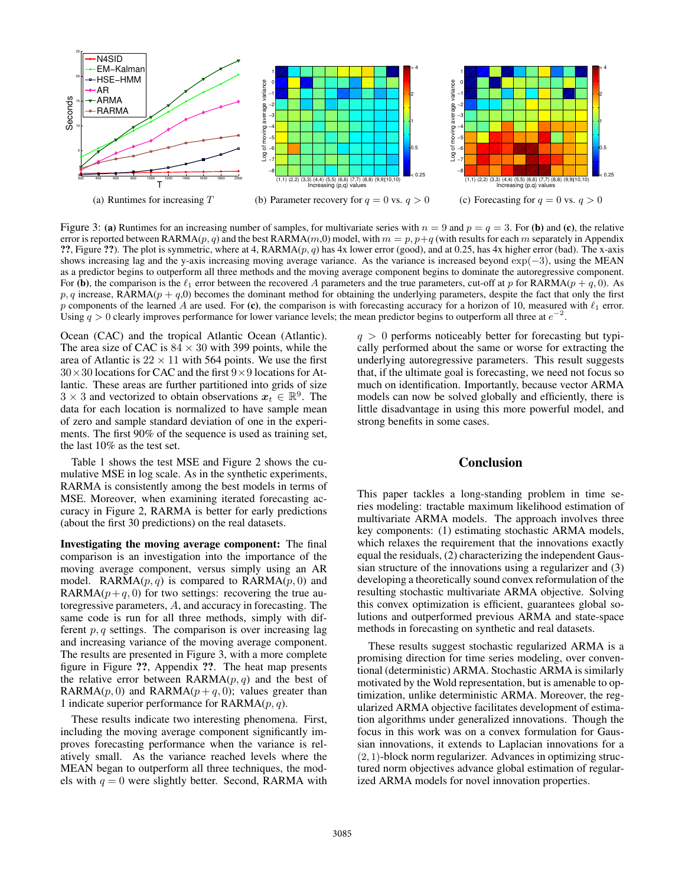(a) Runtimes for increasing $T$

(b) Parameter recovery for $q = 0$ vs. $q > 0$

(c) Forecasting for $q = 0$ vs. $q > 0$

Figure 3: **(a)** Runtimes for an increasing number of samples, for multivariate series with $n = 9$ and $p = q = 3$. For **(b)** and **(c)**, the relative error is reported between RARMA($p, q$) and the best RARMA($m$,0) model, with $m = p, p+q$ (with results for each $m$ separately in Appendix ??, Figure ??). The plot is symmetric, where at 4, RARMA($p, q$) has 4x lower error (good), and at 0.25, has 4x higher error (bad). The x-axis shows increasing lag and the y-axis increasing moving average variance. As the variance is increased beyond $\exp(-3)$, using the MEAN as a predictor begins to outperform all three methods and the moving average component begins to dominate the autoregressive component. For **(b)**, the comparison is the $\ell_1$ error between the recovered $A$ parameters and the true parameters, cut-off at $p$ for RARMA($p+q$, 0). As $p, q$ increase, RARMA($p+q$,0) becomes the dominant method for obtaining the underlying parameters, despite the fact that only the first $p$ components of the learned $A$ are used. For **(c)**, the comparison is with forecasting accuracy for a horizon of 10, measured with $\ell_1$ error. Using $q > 0$ clearly improves performance for lower variance levels; the mean predictor begins to outperform all three at $e^{-2}$.

Ocean (CAC) and the tropical Atlantic Ocean (Atlantic). The area size of CAC is $84 \times 30$ with 399 points, while the area of Atlantic is $22 \times 11$ with 564 points. We use the first $30 \times 30$ locations for CAC and the first $9 \times 9$ locations for Atlantic. These areas are further partitioned into grids of size $3 \times 3$ and vectorized to obtain observations $\boldsymbol{x}_t \in \mathbb{R}^9$. The data for each location is normalized to have sample mean of zero and sample standard deviation of one in the experiments. The first 90% of the sequence is used as training set, the last 10% as the test set.

Table 1 shows the test MSE and Figure 2 shows the cumulative MSE in log scale. As in the synthetic experiments, RARMA is consistently among the best models in terms of MSE. Moreover, when examining iterated forecasting accuracy in Figure 2, RARMA is better for early predictions (about the first 30 predictions) on the real datasets.

**Investigating the moving average component:** The final comparison is an investigation into the importance of the moving average component, versus simply using an AR model. RARMA($p, q$) is compared to RARMA($p, 0$) and RARMA($p+q, 0$) for two settings: recovering the true autoregressive parameters, $A$, and accuracy in forecasting. The same code is run for all three methods, simply with different $p, q$ settings. The comparison is over increasing lag and increasing variance of the moving average component. The results are presented in Figure 3, with a more complete figure in Figure ??, Appendix ??. The heat map presents the relative error between RARMA($p, q$) and the best of RARMA($p, 0$) and RARMA($p+q, 0$); values greater than 1 indicate superior performance for RARMA($p, q$).

These results indicate two interesting phenomena. First, including the moving average component significantly improves forecasting performance when the variance is relatively small. As the variance reached levels where the MEAN began to outperform all three techniques, the models with $q = 0$ were slightly better. Second, RARMA with $q > 0$ performs noticeably better for forecasting but typically performed about the same or worse for extracting the underlying autoregressive parameters. This result suggests that, if the ultimate goal is forecasting, we need not focus so much on identification. Importantly, because vector ARMA models can now be solved globally and efficiently, there is little disadvantage in using this more powerful model, and strong benefits in some cases.

## Conclusion

This paper tackles a long-standing problem in time series modeling: tractable maximum likelihood estimation of multivariate ARMA models. The approach involves three key components: (1) estimating stochastic ARMA models, which relaxes the requirement that the innovations exactly equal the residuals, (2) characterizing the independent Gaussian structure of the innovations using a regularizer and (3) developing a theoretically sound convex reformulation of the resulting stochastic multivariate ARMA objective. Solving this convex optimization is efficient, guarantees global solutions and outperformed previous ARMA and state-space methods in forecasting on synthetic and real datasets.

These results suggest stochastic regularized ARMA is a promising direction for time series modeling, over conventional (deterministic) ARMA. Stochastic ARMA is similarly motivated by the Wold representation, but is amenable to optimization, unlike deterministic ARMA. Moreover, the regularized ARMA objective facilitates development of estimation algorithms under generalized innovations. Though the focus in this work was on a convex formulation for Gaussian innovations, it extends to Laplacian innovations for a $(2, 1)$-block norm regularizer. Advances in optimizing structured norm objectives advance global estimation of regularized ARMA models for novel innovation properties.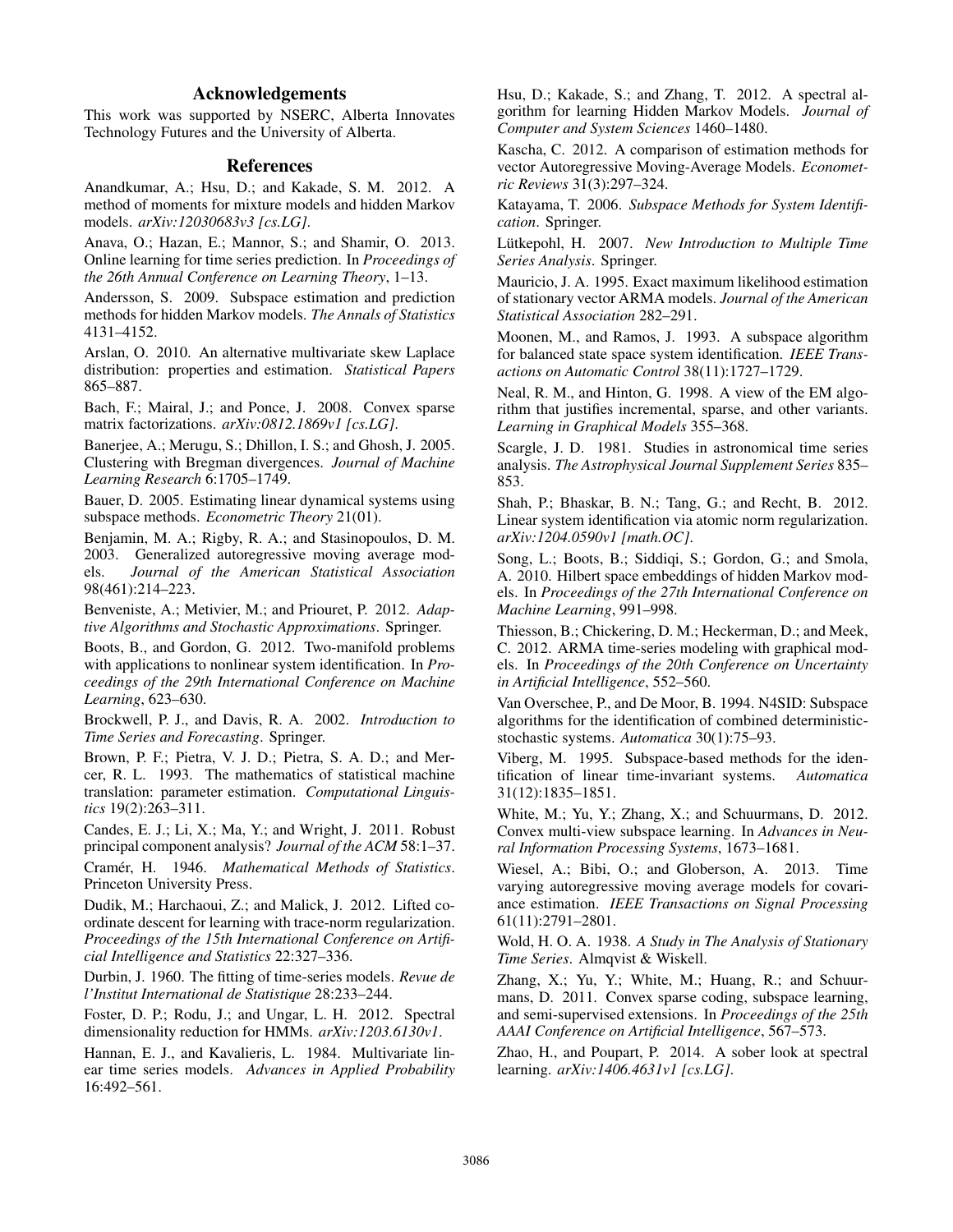## Acknowledgements

This work was supported by NSERC, Alberta Innovates Technology Futures and the University of Alberta.

## References

Anandkumar, A.; Hsu, D.; and Kakade, S. M. 2012. A method of moments for mixture models and hidden Markov models. *arXiv:12030683v3 [cs.LG]*.

Anava, O.; Hazan, E.; Mannor, S.; and Shamir, O. 2013. Online learning for time series prediction. In *Proceedings of the 26th Annual Conference on Learning Theory*, 1–13.

Andersson, S. 2009. Subspace estimation and prediction methods for hidden Markov models. *The Annals of Statistics* 4131–4152.

Arslan, O. 2010. An alternative multivariate skew Laplace distribution: properties and estimation. *Statistical Papers* 865–887.

Bach, F.; Mairal, J.; and Ponce, J. 2008. Convex sparse matrix factorizations. *arXiv:0812.1869v1 [cs.LG]*.

Banerjee, A.; Merugu, S.; Dhillon, I. S.; and Ghosh, J. 2005. Clustering with Bregman divergences. *Journal of Machine Learning Research* 6:1705–1749.

Bauer, D. 2005. Estimating linear dynamical systems using subspace methods. *Econometric Theory* 21(01).

Benjamin, M. A.; Rigby, R. A.; and Stasinopoulos, D. M. 2003. Generalized autoregressive moving average models. *Journal of the American Statistical Association* 98(461):214–223.

Benveniste, A.; Metivier, M.; and Priouret, P. 2012. *Adaptive Algorithms and Stochastic Approximations*. Springer.

Boots, B., and Gordon, G. 2012. Two-manifold problems with applications to nonlinear system identification. In *Proceedings of the 29th International Conference on Machine Learning*, 623–630.

Brockwell, P. J., and Davis, R. A. 2002. *Introduction to Time Series and Forecasting*. Springer.

Brown, P. F.; Pietra, V. J. D.; Pietra, S. A. D.; and Mercer, R. L. 1993. The mathematics of statistical machine translation: parameter estimation. *Computational Linguistics* 19(2):263–311.

Candes, E. J.; Li, X.; Ma, Y.; and Wright, J. 2011. Robust principal component analysis? *Journal of the ACM* 58:1–37.

Cramér, H. 1946. *Mathematical Methods of Statistics*. Princeton University Press.

Dudik, M.; Harchaoui, Z.; and Malick, J. 2012. Lifted coordinate descent for learning with trace-norm regularization. *Proceedings of the 15th International Conference on Artificial Intelligence and Statistics* 22:327–336.

Durbin, J. 1960. The fitting of time-series models. *Revue de l'Institut International de Statistique* 28:233–244.

Foster, D. P.; Rodu, J.; and Ungar, L. H. 2012. Spectral dimensionality reduction for HMMs. *arXiv:1203.6130v1*.

Hannan, E. J., and Kavalieris, L. 1984. Multivariate linear time series models. *Advances in Applied Probability* 16:492–561.

Hsu, D.; Kakade, S.; and Zhang, T. 2012. A spectral algorithm for learning Hidden Markov Models. *Journal of Computer and System Sciences* 1460–1480.

Kascha, C. 2012. A comparison of estimation methods for vector Autoregressive Moving-Average Models. *Econometric Reviews* 31(3):297–324.

Katayama, T. 2006. *Subspace Methods for System Identification*. Springer.

Lütkepohl, H. 2007. *New Introduction to Multiple Time Series Analysis*. Springer.

Mauricio, J. A. 1995. Exact maximum likelihood estimation of stationary vector ARMA models. *Journal of the American Statistical Association* 282–291.

Moonen, M., and Ramos, J. 1993. A subspace algorithm for balanced state space system identification. *IEEE Transactions on Automatic Control* 38(11):1727–1729.

Neal, R. M., and Hinton, G. 1998. A view of the EM algorithm that justifies incremental, sparse, and other variants. *Learning in Graphical Models* 355–368.

Scargle, J. D. 1981. Studies in astronomical time series analysis. *The Astrophysical Journal Supplement Series* 835–853.

Shah, P.; Bhaskar, B. N.; Tang, G.; and Recht, B. 2012. Linear system identification via atomic norm regularization. *arXiv:1204.0590v1 [math.OC]*.

Song, L.; Boots, B.; Siddiqi, S.; Gordon, G.; and Smola, A. 2010. Hilbert space embeddings of hidden Markov models. In *Proceedings of the 27th International Conference on Machine Learning*, 991–998.

Thiesson, B.; Chickering, D. M.; Heckerman, D.; and Meek, C. 2012. ARMA time-series modeling with graphical models. In *Proceedings of the 20th Conference on Uncertainty in Artificial Intelligence*, 552–560.

Van Overschee, P., and De Moor, B. 1994. N4SID: Subspace algorithms for the identification of combined deterministic-stochastic systems. *Automatica* 30(1):75–93.

Viberg, M. 1995. Subspace-based methods for the identification of linear time-invariant systems. *Automatica* 31(12):1835–1851.

White, M.; Yu, Y.; Zhang, X.; and Schuurmans, D. 2012. Convex multi-view subspace learning. In *Advances in Neural Information Processing Systems*, 1673–1681.

Wiesel, A.; Bibi, O.; and Globerson, A. 2013. Time varying autoregressive moving average models for covariance estimation. *IEEE Transactions on Signal Processing* 61(11):2791–2801.

Wold, H. O. A. 1938. *A Study in The Analysis of Stationary Time Series*. Almqvist & Wiskell.

Zhang, X.; Yu, Y.; White, M.; Huang, R.; and Schuurmans, D. 2011. Convex sparse coding, subspace learning, and semi-supervised extensions. In *Proceedings of the 25th AAAI Conference on Artificial Intelligence*, 567–573.

Zhao, H., and Poupart, P. 2014. A sober look at spectral learning. *arXiv:1406.4631v1 [cs.LG]*.